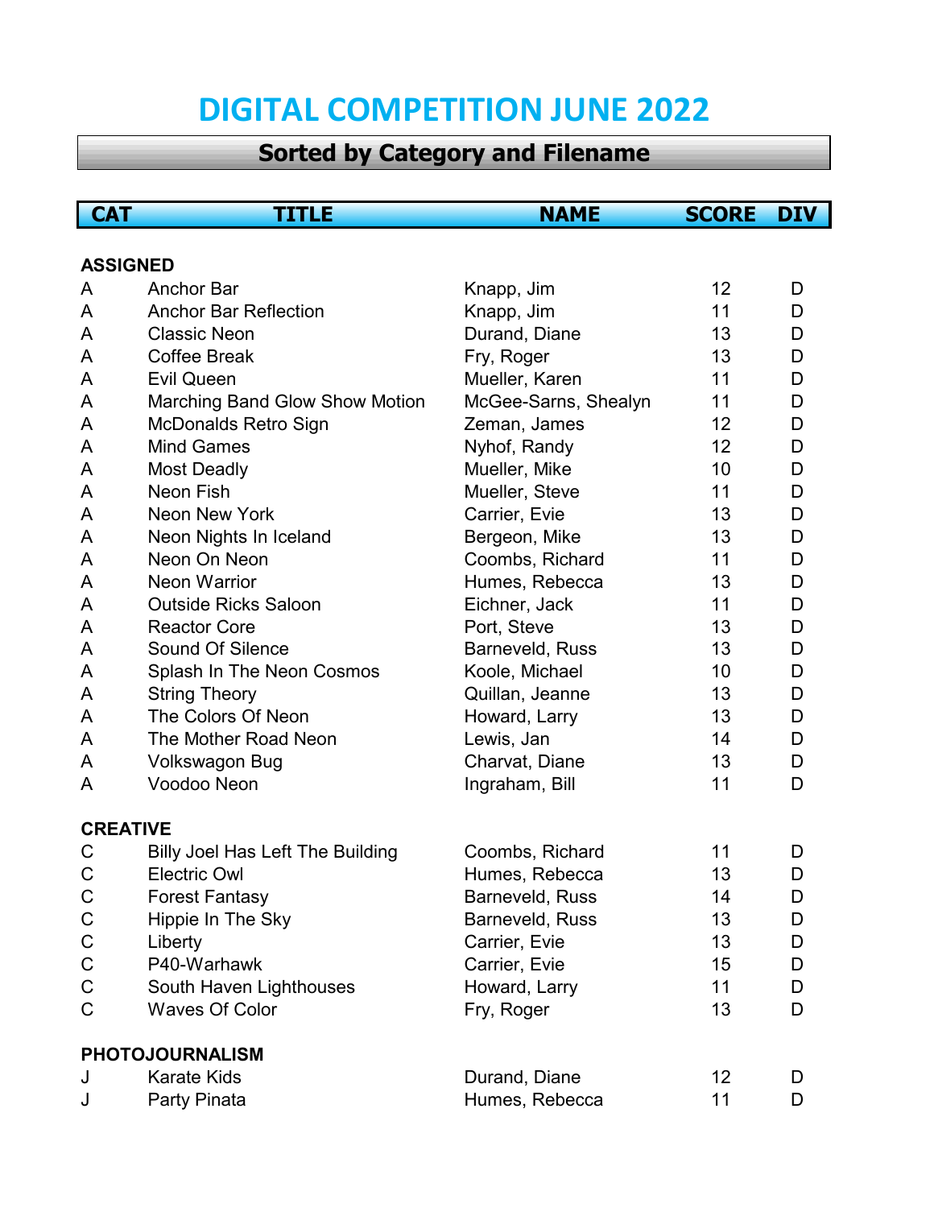# DIGITAL COMPETITION JUNE 2022

## Sorted by Category and Filename

| CAT | TITLE | NAME | SCORE | DIV |
|---|---|---|---|---|
| **ASSIGNED** | | | | |
| A | Anchor Bar | Knapp, Jim | 12 | D |
| A | Anchor Bar Reflection | Knapp, Jim | 11 | D |
| A | Classic Neon | Durand, Diane | 13 | D |
| A | Coffee Break | Fry, Roger | 13 | D |
| A | Evil Queen | Mueller, Karen | 11 | D |
| A | Marching Band Glow Show Motion | McGee-Sarns, Shealyn | 11 | D |
| A | McDonalds Retro Sign | Zeman, James | 12 | D |
| A | Mind Games | Nyhof, Randy | 12 | D |
| A | Most Deadly | Mueller, Mike | 10 | D |
| A | Neon Fish | Mueller, Steve | 11 | D |
| A | Neon New York | Carrier, Evie | 13 | D |
| A | Neon Nights In Iceland | Bergeon, Mike | 13 | D |
| A | Neon On Neon | Coombs, Richard | 11 | D |
| A | Neon Warrior | Humes, Rebecca | 13 | D |
| A | Outside Ricks Saloon | Eichner, Jack | 11 | D |
| A | Reactor Core | Port, Steve | 13 | D |
| A | Sound Of Silence | Barneveld, Russ | 13 | D |
| A | Splash In The Neon Cosmos | Koole, Michael | 10 | D |
| A | String Theory | Quillan, Jeanne | 13 | D |
| A | The Colors Of Neon | Howard, Larry | 13 | D |
| A | The Mother Road Neon | Lewis, Jan | 14 | D |
| A | Volkswagon Bug | Charvat, Diane | 13 | D |
| A | Voodoo Neon | Ingraham, Bill | 11 | D |
| **CREATIVE** | | | | |
| C | Billy Joel Has Left The Building | Coombs, Richard | 11 | D |
| C | Electric Owl | Humes, Rebecca | 13 | D |
| C | Forest Fantasy | Barneveld, Russ | 14 | D |
| C | Hippie In The Sky | Barneveld, Russ | 13 | D |
| C | Liberty | Carrier, Evie | 13 | D |
| C | P40-Warhawk | Carrier, Evie | 15 | D |
| C | South Haven Lighthouses | Howard, Larry | 11 | D |
| C | Waves Of Color | Fry, Roger | 13 | D |
| **PHOTOJOURNALISM** | | | | |
| J | Karate Kids | Durand, Diane | 12 | D |
| J | Party Pinata | Humes, Rebecca | 11 | D |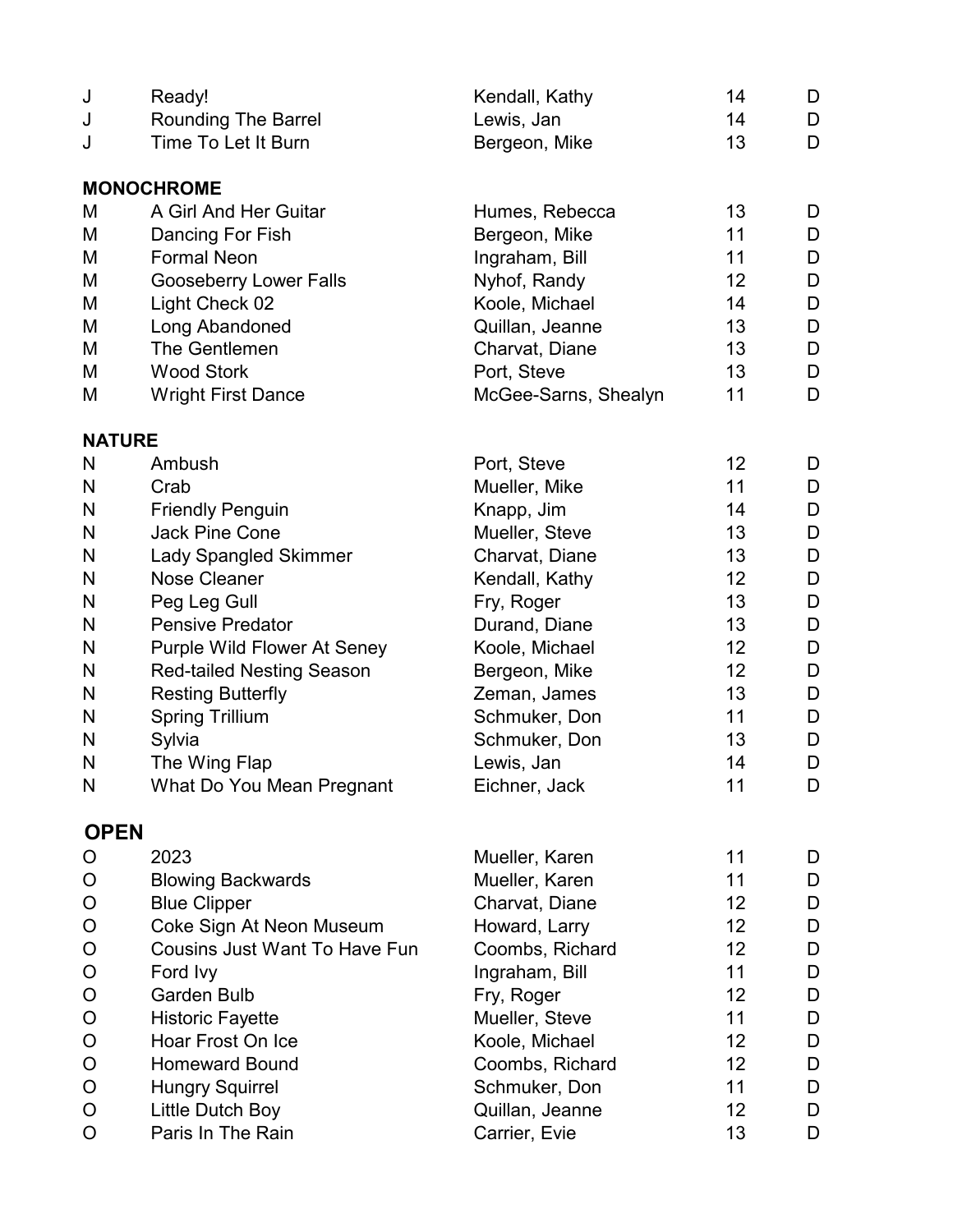| | | | | |
|---|---|---|---|---|
| J | Ready! | Kendall, Kathy | 14 | D |
| J | Rounding The Barrel | Lewis, Jan | 14 | D |
| J | Time To Let It Burn | Bergeon, Mike | 13 | D |

**MONOCHROME**

| | | | | |
|---|---|---|---|---|
| M | A Girl And Her Guitar | Humes, Rebecca | 13 | D |
| M | Dancing For Fish | Bergeon, Mike | 11 | D |
| M | Formal Neon | Ingraham, Bill | 11 | D |
| M | Gooseberry Lower Falls | Nyhof, Randy | 12 | D |
| M | Light Check 02 | Koole, Michael | 14 | D |
| M | Long Abandoned | Quillan, Jeanne | 13 | D |
| M | The Gentlemen | Charvat, Diane | 13 | D |
| M | Wood Stork | Port, Steve | 13 | D |
| M | Wright First Dance | McGee-Sarns, Shealyn | 11 | D |

**NATURE**

| | | | | |
|---|---|---|---|---|
| N | Ambush | Port, Steve | 12 | D |
| N | Crab | Mueller, Mike | 11 | D |
| N | Friendly Penguin | Knapp, Jim | 14 | D |
| N | Jack Pine Cone | Mueller, Steve | 13 | D |
| N | Lady Spangled Skimmer | Charvat, Diane | 13 | D |
| N | Nose Cleaner | Kendall, Kathy | 12 | D |
| N | Peg Leg Gull | Fry, Roger | 13 | D |
| N | Pensive Predator | Durand, Diane | 13 | D |
| N | Purple Wild Flower At Seney | Koole, Michael | 12 | D |
| N | Red-tailed Nesting Season | Bergeon, Mike | 12 | D |
| N | Resting Butterfly | Zeman, James | 13 | D |
| N | Spring Trillium | Schmuker, Don | 11 | D |
| N | Sylvia | Schmuker, Don | 13 | D |
| N | The Wing Flap | Lewis, Jan | 14 | D |
| N | What Do You Mean Pregnant | Eichner, Jack | 11 | D |

**OPEN**

| | | | | |
|---|---|---|---|---|
| O | 2023 | Mueller, Karen | 11 | D |
| O | Blowing Backwards | Mueller, Karen | 11 | D |
| O | Blue Clipper | Charvat, Diane | 12 | D |
| O | Coke Sign At Neon Museum | Howard, Larry | 12 | D |
| O | Cousins Just Want To Have Fun | Coombs, Richard | 12 | D |
| O | Ford Ivy | Ingraham, Bill | 11 | D |
| O | Garden Bulb | Fry, Roger | 12 | D |
| O | Historic Fayette | Mueller, Steve | 11 | D |
| O | Hoar Frost On Ice | Koole, Michael | 12 | D |
| O | Homeward Bound | Coombs, Richard | 12 | D |
| O | Hungry Squirrel | Schmuker, Don | 11 | D |
| O | Little Dutch Boy | Quillan, Jeanne | 12 | D |
| O | Paris In The Rain | Carrier, Evie | 13 | D |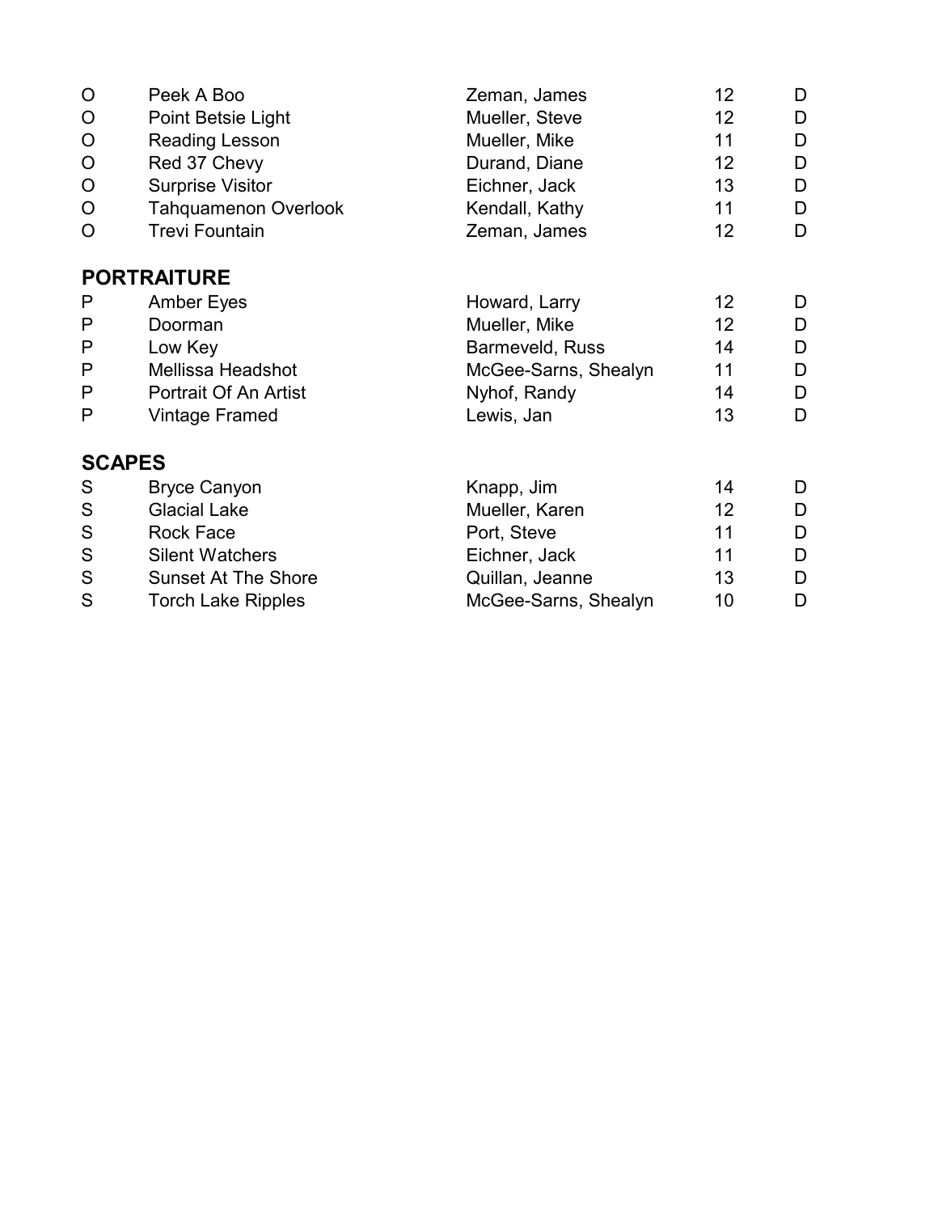| | | | | |
|---|---|---|---|---|
| O | Peek A Boo | Zeman, James | 12 | D |
| O | Point Betsie Light | Mueller, Steve | 12 | D |
| O | Reading Lesson | Mueller, Mike | 11 | D |
| O | Red 37 Chevy | Durand, Diane | 12 | D |
| O | Surprise Visitor | Eichner, Jack | 13 | D |
| O | Tahquamenon Overlook | Kendall, Kathy | 11 | D |
| O | Trevi Fountain | Zeman, James | 12 | D |

## PORTRAITURE

| | | | | |
|---|---|---|---|---|
| P | Amber Eyes | Howard, Larry | 12 | D |
| P | Doorman | Mueller, Mike | 12 | D |
| P | Low Key | Barmeveld, Russ | 14 | D |
| P | Mellissa Headshot | McGee-Sarns, Shealyn | 11 | D |
| P | Portrait Of An Artist | Nyhof, Randy | 14 | D |
| P | Vintage Framed | Lewis, Jan | 13 | D |

## SCAPES

| | | | | |
|---|---|---|---|---|
| S | Bryce Canyon | Knapp, Jim | 14 | D |
| S | Glacial Lake | Mueller, Karen | 12 | D |
| S | Rock Face | Port, Steve | 11 | D |
| S | Silent Watchers | Eichner, Jack | 11 | D |
| S | Sunset At The Shore | Quillan, Jeanne | 13 | D |
| S | Torch Lake Ripples | McGee-Sarns, Shealyn | 10 | D |